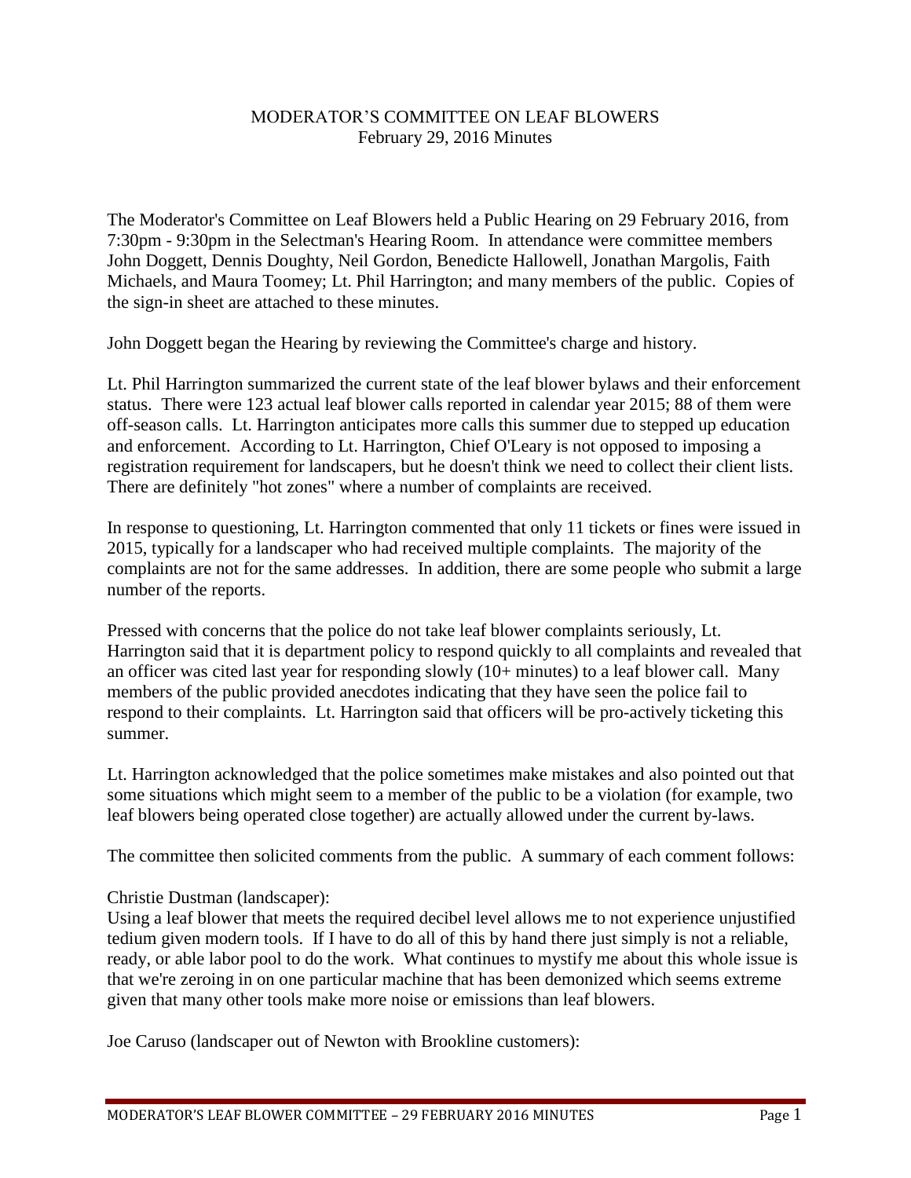# MODERATOR'S COMMITTEE ON LEAF BLOWERS

February 29, 2016 Minutes

The Moderator's Committee on Leaf Blowers held a Public Hearing on 29 February 2016, from 7:30pm - 9:30pm in the Selectman's Hearing Room. In attendance were committee members John Doggett, Dennis Doughty, Neil Gordon, Benedicte Hallowell, Jonathan Margolis, Faith Michaels, and Maura Toomey; Lt. Phil Harrington; and many members of the public. Copies of the sign-in sheet are attached to these minutes.

John Doggett began the Hearing by reviewing the Committee's charge and history.

Lt. Phil Harrington summarized the current state of the leaf blower bylaws and their enforcement status. There were 123 actual leaf blower calls reported in calendar year 2015; 88 of them were off-season calls. Lt. Harrington anticipates more calls this summer due to stepped up education and enforcement. According to Lt. Harrington, Chief O'Leary is not opposed to imposing a registration requirement for landscapers, but he doesn't think we need to collect their client lists. There are definitely "hot zones" where a number of complaints are received.

In response to questioning, Lt. Harrington commented that only 11 tickets or fines were issued in 2015, typically for a landscaper who had received multiple complaints. The majority of the complaints are not for the same addresses. In addition, there are some people who submit a large number of the reports.

Pressed with concerns that the police do not take leaf blower complaints seriously, Lt. Harrington said that it is department policy to respond quickly to all complaints and revealed that an officer was cited last year for responding slowly (10+ minutes) to a leaf blower call. Many members of the public provided anecdotes indicating that they have seen the police fail to respond to their complaints. Lt. Harrington said that officers will be pro-actively ticketing this summer.

Lt. Harrington acknowledged that the police sometimes make mistakes and also pointed out that some situations which might seem to a member of the public to be a violation (for example, two leaf blowers being operated close together) are actually allowed under the current by-laws.

The committee then solicited comments from the public. A summary of each comment follows:

Christie Dustman (landscaper):
Using a leaf blower that meets the required decibel level allows me to not experience unjustified tedium given modern tools. If I have to do all of this by hand there just simply is not a reliable, ready, or able labor pool to do the work. What continues to mystify me about this whole issue is that we're zeroing in on one particular machine that has been demonized which seems extreme given that many other tools make more noise or emissions than leaf blowers.

Joe Caruso (landscaper out of Newton with Brookline customers):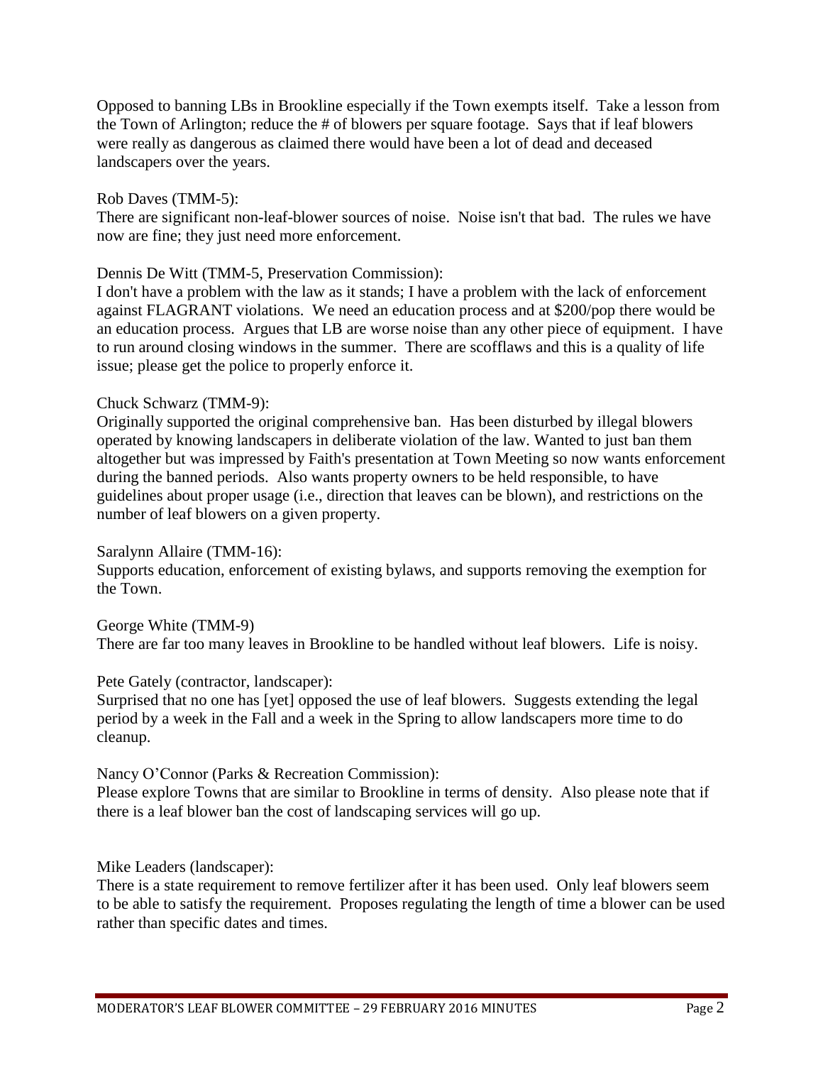Opposed to banning LBs in Brookline especially if the Town exempts itself. Take a lesson from the Town of Arlington; reduce the # of blowers per square footage. Says that if leaf blowers were really as dangerous as claimed there would have been a lot of dead and deceased landscapers over the years.

Rob Daves (TMM-5):
There are significant non-leaf-blower sources of noise. Noise isn't that bad. The rules we have now are fine; they just need more enforcement.

Dennis De Witt (TMM-5, Preservation Commission):
I don't have a problem with the law as it stands; I have a problem with the lack of enforcement against FLAGRANT violations. We need an education process and at $200/pop there would be an education process. Argues that LB are worse noise than any other piece of equipment. I have to run around closing windows in the summer. There are scofflaws and this is a quality of life issue; please get the police to properly enforce it.

Chuck Schwarz (TMM-9):
Originally supported the original comprehensive ban. Has been disturbed by illegal blowers operated by knowing landscapers in deliberate violation of the law. Wanted to just ban them altogether but was impressed by Faith's presentation at Town Meeting so now wants enforcement during the banned periods. Also wants property owners to be held responsible, to have guidelines about proper usage (i.e., direction that leaves can be blown), and restrictions on the number of leaf blowers on a given property.

Saralynn Allaire (TMM-16):
Supports education, enforcement of existing bylaws, and supports removing the exemption for the Town.

George White (TMM-9)
There are far too many leaves in Brookline to be handled without leaf blowers. Life is noisy.

Pete Gately (contractor, landscaper):
Surprised that no one has [yet] opposed the use of leaf blowers. Suggests extending the legal period by a week in the Fall and a week in the Spring to allow landscapers more time to do cleanup.

Nancy O'Connor (Parks & Recreation Commission):
Please explore Towns that are similar to Brookline in terms of density. Also please note that if there is a leaf blower ban the cost of landscaping services will go up.

Mike Leaders (landscaper):
There is a state requirement to remove fertilizer after it has been used. Only leaf blowers seem to be able to satisfy the requirement. Proposes regulating the length of time a blower can be used rather than specific dates and times.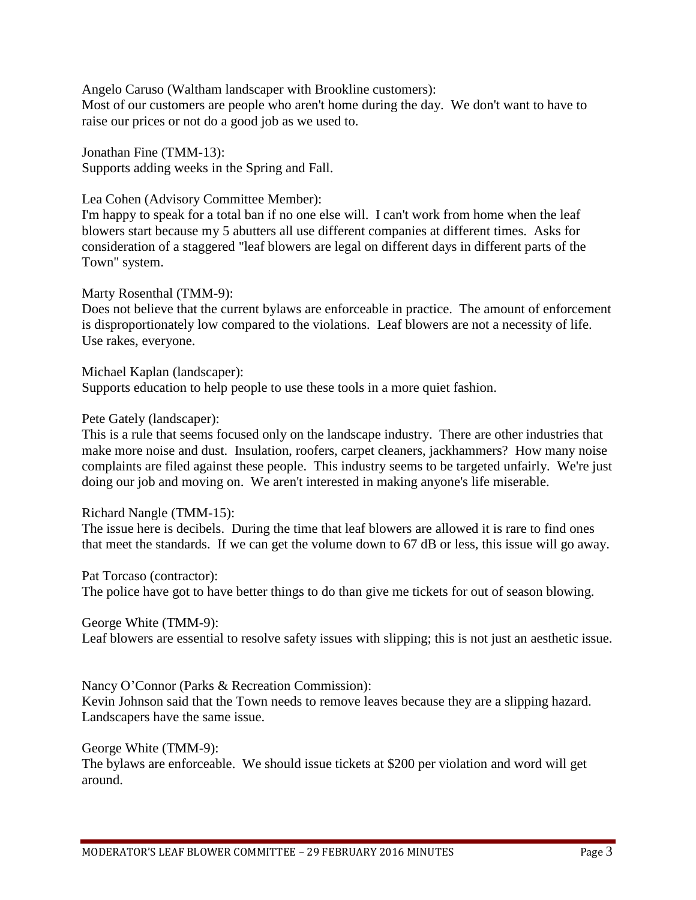Angelo Caruso (Waltham landscaper with Brookline customers):
Most of our customers are people who aren't home during the day. We don't want to have to raise our prices or not do a good job as we used to.

Jonathan Fine (TMM-13):
Supports adding weeks in the Spring and Fall.

Lea Cohen (Advisory Committee Member):
I'm happy to speak for a total ban if no one else will. I can't work from home when the leaf blowers start because my 5 abutters all use different companies at different times. Asks for consideration of a staggered "leaf blowers are legal on different days in different parts of the Town" system.

Marty Rosenthal (TMM-9):
Does not believe that the current bylaws are enforceable in practice. The amount of enforcement is disproportionately low compared to the violations. Leaf blowers are not a necessity of life. Use rakes, everyone.

Michael Kaplan (landscaper):
Supports education to help people to use these tools in a more quiet fashion.

Pete Gately (landscaper):
This is a rule that seems focused only on the landscape industry. There are other industries that make more noise and dust. Insulation, roofers, carpet cleaners, jackhammers? How many noise complaints are filed against these people. This industry seems to be targeted unfairly. We're just doing our job and moving on. We aren't interested in making anyone's life miserable.

Richard Nangle (TMM-15):
The issue here is decibels. During the time that leaf blowers are allowed it is rare to find ones that meet the standards. If we can get the volume down to 67 dB or less, this issue will go away.

Pat Torcaso (contractor):
The police have got to have better things to do than give me tickets for out of season blowing.

George White (TMM-9):
Leaf blowers are essential to resolve safety issues with slipping; this is not just an aesthetic issue.

Nancy O'Connor (Parks & Recreation Commission):
Kevin Johnson said that the Town needs to remove leaves because they are a slipping hazard. Landscapers have the same issue.

George White (TMM-9):
The bylaws are enforceable. We should issue tickets at $200 per violation and word will get around.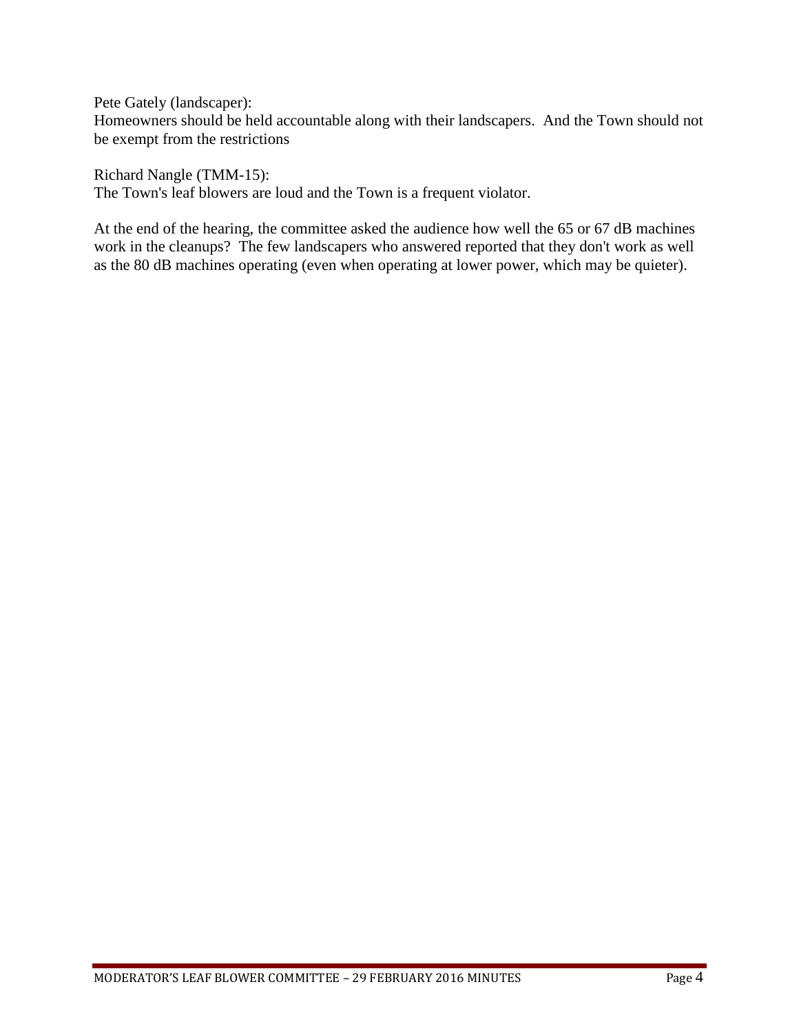Pete Gately (landscaper):
Homeowners should be held accountable along with their landscapers. And the Town should not be exempt from the restrictions

Richard Nangle (TMM-15):
The Town's leaf blowers are loud and the Town is a frequent violator.

At the end of the hearing, the committee asked the audience how well the 65 or 67 dB machines work in the cleanups? The few landscapers who answered reported that they don't work as well as the 80 dB machines operating (even when operating at lower power, which may be quieter).